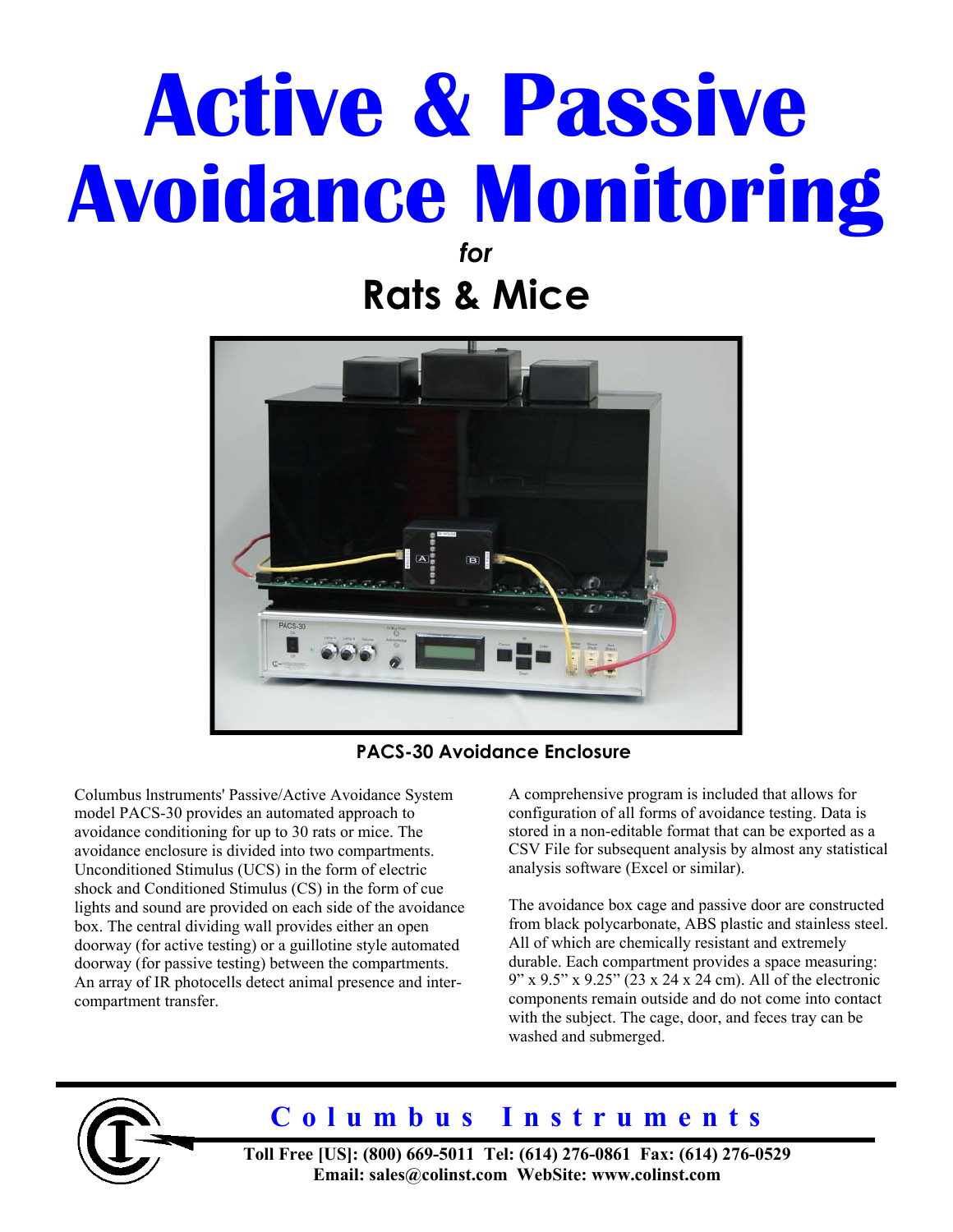# Active & Passive Avoidance Monitoring

*for*

## Rats & Mice

**PACS-30 Avoidance Enclosure**

Columbus Instruments' Passive/Active Avoidance System model PACS-30 provides an automated approach to avoidance conditioning for up to 30 rats or mice. The avoidance enclosure is divided into two compartments. Unconditioned Stimulus (UCS) in the form of electric shock and Conditioned Stimulus (CS) in the form of cue lights and sound are provided on each side of the avoidance box. The central dividing wall provides either an open doorway (for active testing) or a guillotine style automated doorway (for passive testing) between the compartments. An array of IR photocells detect animal presence and inter-compartment transfer.

A comprehensive program is included that allows for configuration of all forms of avoidance testing. Data is stored in a non-editable format that can be exported as a CSV File for subsequent analysis by almost any statistical analysis software (Excel or similar).

The avoidance box cage and passive door are constructed from black polycarbonate, ABS plastic and stainless steel. All of which are chemically resistant and extremely durable. Each compartment provides a space measuring: 9" x 9.5" x 9.25" (23 x 24 x 24 cm). All of the electronic components remain outside and do not come into contact with the subject. The cage, door, and feces tray can be washed and submerged.

**Columbus Instruments**

**Toll Free [US]: (800) 669-5011 Tel: (614) 276-0861 Fax: (614) 276-0529**
**Email: sales@colinst.com WebSite: www.colinst.com**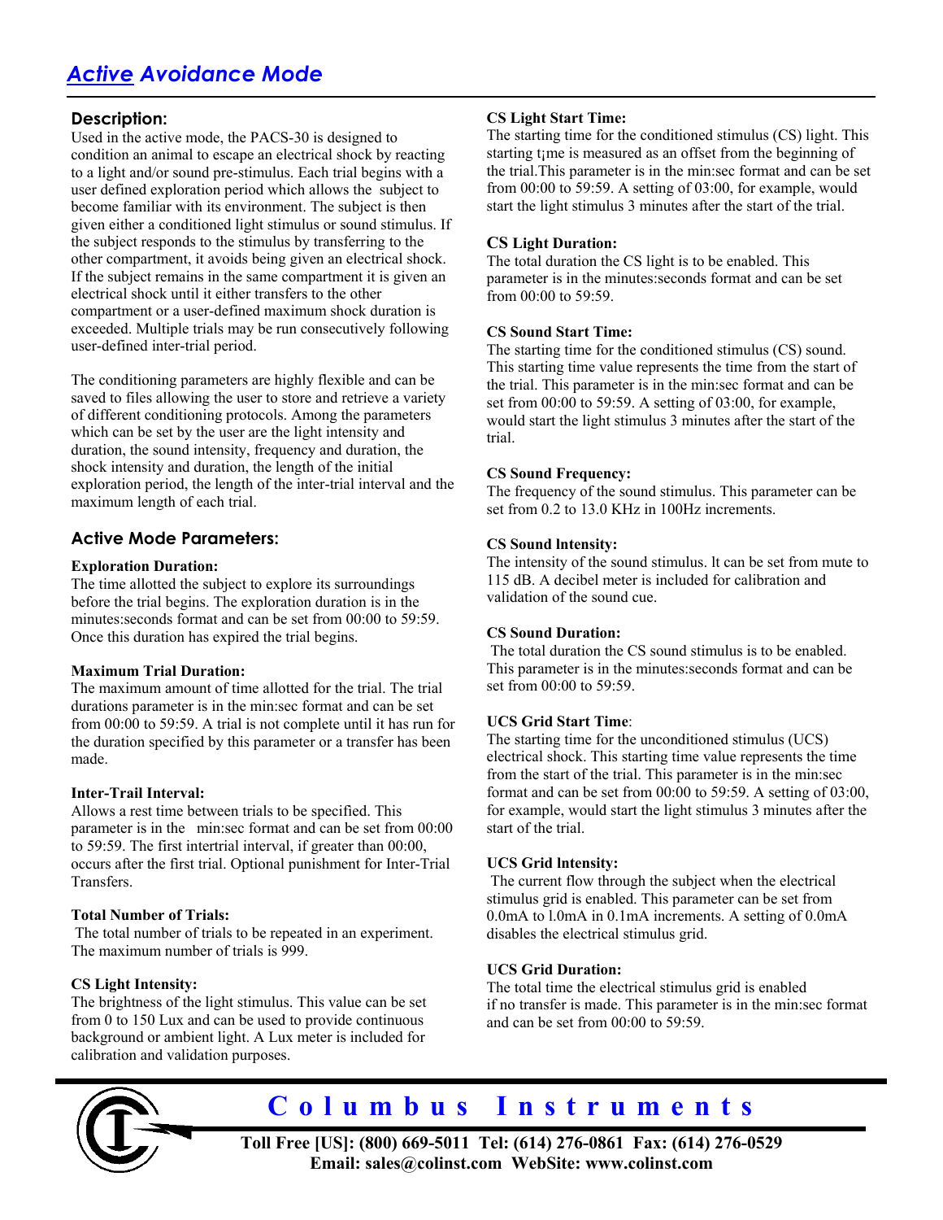# *Active Avoidance Mode*

## Description:

Used in the active mode, the PACS-30 is designed to condition an animal to escape an electrical shock by reacting to a light and/or sound pre-stimulus. Each trial begins with a user defined exploration period which allows the subject to become familiar with its environment. The subject is then given either a conditioned light stimulus or sound stimulus. If the subject responds to the stimulus by transferring to the other compartment, it avoids being given an electrical shock. If the subject remains in the same compartment it is given an electrical shock until it either transfers to the other compartment or a user-defined maximum shock duration is exceeded. Multiple trials may be run consecutively following user-defined inter-trial period.

The conditioning parameters are highly flexible and can be saved to files allowing the user to store and retrieve a variety of different conditioning protocols. Among the parameters which can be set by the user are the light intensity and duration, the sound intensity, frequency and duration, the shock intensity and duration, the length of the initial exploration period, the length of the inter-trial interval and the maximum length of each trial.

## Active Mode Parameters:

**Exploration Duration:**
The time allotted the subject to explore its surroundings before the trial begins. The exploration duration is in the minutes:seconds format and can be set from 00:00 to 59:59. Once this duration has expired the trial begins.

**Maximum Trial Duration:**
The maximum amount of time allotted for the trial. The trial durations parameter is in the min:sec format and can be set from 00:00 to 59:59. A trial is not complete until it has run for the duration specified by this parameter or a transfer has been made.

**Inter-Trail Interval:**
Allows a rest time between trials to be specified. This parameter is in the min:sec format and can be set from 00:00 to 59:59. The first intertrial interval, if greater than 00:00, occurs after the first trial. Optional punishment for Inter-Trial Transfers.

**Total Number of Trials:**
The total number of trials to be repeated in an experiment. The maximum number of trials is 999.

**CS Light Intensity:**
The brightness of the light stimulus. This value can be set from 0 to 150 Lux and can be used to provide continuous background or ambient light. A Lux meter is included for calibration and validation purposes.

**CS Light Start Time:**
The starting time for the conditioned stimulus (CS) light. This starting t¡me is measured as an offset from the beginning of the trial.This parameter is in the min:sec format and can be set from 00:00 to 59:59. A setting of 03:00, for example, would start the light stimulus 3 minutes after the start of the trial.

**CS Light Duration:**
The total duration the CS light is to be enabled. This parameter is in the minutes:seconds format and can be set from 00:00 to 59:59.

**CS Sound Start Time:**
The starting time for the conditioned stimulus (CS) sound. This starting time value represents the time from the start of the trial. This parameter is in the min:sec format and can be set from 00:00 to 59:59. A setting of 03:00, for example, would start the light stimulus 3 minutes after the start of the trial.

**CS Sound Frequency:**
The frequency of the sound stimulus. This parameter can be set from 0.2 to 13.0 KHz in 100Hz increments.

**CS Sound lntensity:**
The intensity of the sound stimulus. lt can be set from mute to 115 dB. A decibel meter is included for calibration and validation of the sound cue.

**CS Sound Duration:**
The total duration the CS sound stimulus is to be enabled. This parameter is in the minutes:seconds format and can be set from 00:00 to 59:59.

**UCS Grid Start Time**:
The starting time for the unconditioned stimulus (UCS) electrical shock. This starting time value represents the time from the start of the trial. This parameter is in the min:sec format and can be set from 00:00 to 59:59. A setting of 03:00, for example, would start the light stimulus 3 minutes after the start of the trial.

**UCS Grid lntensity:**
The current flow through the subject when the electrical stimulus grid is enabled. This parameter can be set from 0.0mA to l.0mA in 0.1mA increments. A setting of 0.0mA disables the electrical stimulus grid.

**UCS Grid Duration:**
The total time the electrical stimulus grid is enabled if no transfer is made. This parameter is in the min:sec format and can be set from 00:00 to 59:59.

**Columbus Instruments**

**Toll Free [US]: (800) 669-5011 Tel: (614) 276-0861 Fax: (614) 276-0529**
**Email: sales@colinst.com WebSite: www.colinst.com**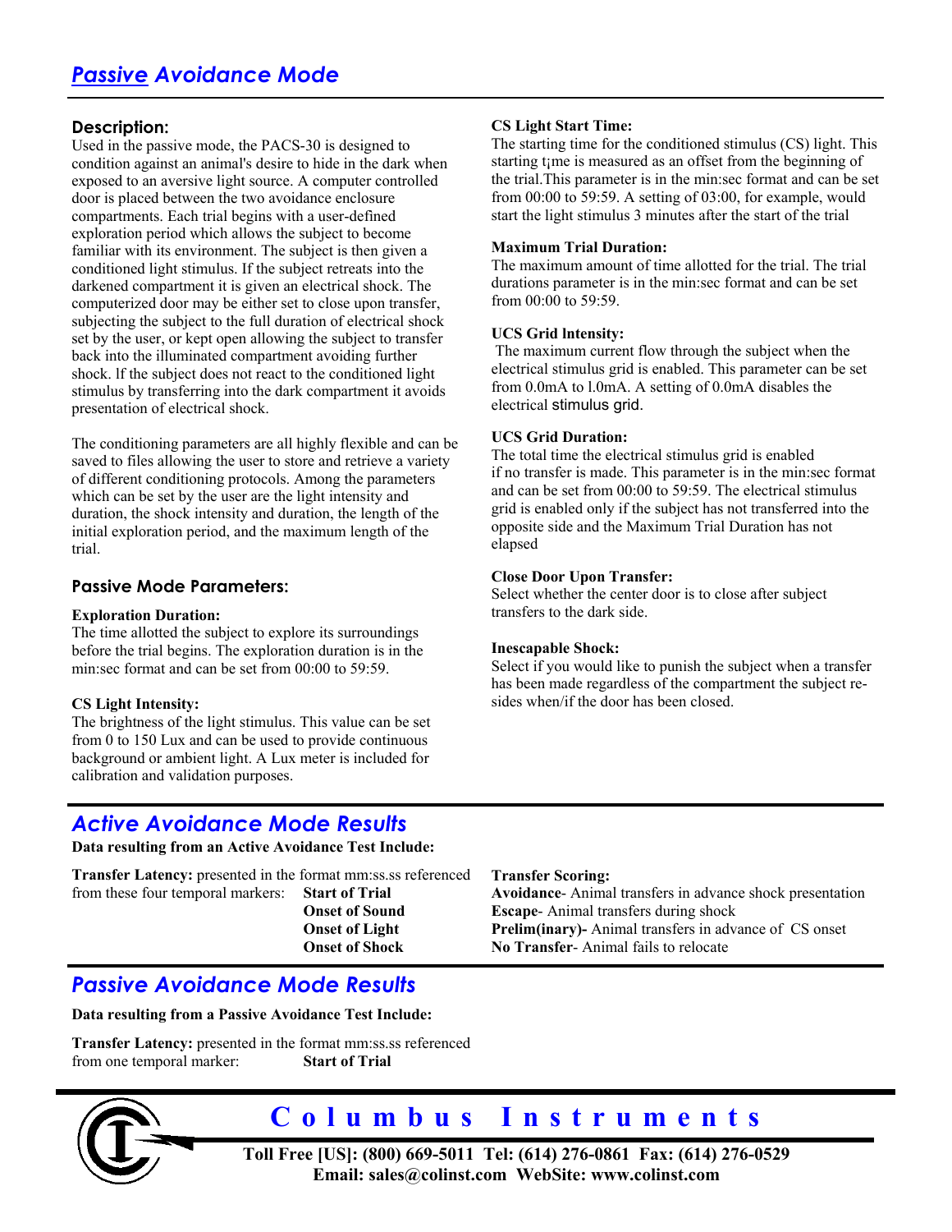## *Passive Avoidance Mode*

### Description:

Used in the passive mode, the PACS-30 is designed to condition against an animal's desire to hide in the dark when exposed to an aversive light source. A computer controlled door is placed between the two avoidance enclosure compartments. Each trial begins with a user-defined exploration period which allows the subject to become familiar with its environment. The subject is then given a conditioned light stimulus. If the subject retreats into the darkened compartment it is given an electrical shock. The computerized door may be either set to close upon transfer, subjecting the subject to the full duration of electrical shock set by the user, or kept open allowing the subject to transfer back into the illuminated compartment avoiding further shock. lf the subject does not react to the conditioned light stimulus by transferring into the dark compartment it avoids presentation of electrical shock.

The conditioning parameters are all highly flexible and can be saved to files allowing the user to store and retrieve a variety of different conditioning protocols. Among the parameters which can be set by the user are the light intensity and duration, the shock intensity and duration, the length of the initial exploration period, and the maximum length of the trial.

### Passive Mode Parameters:

**Exploration Duration:**
The time allotted the subject to explore its surroundings before the trial begins. The exploration duration is in the min:sec format and can be set from 00:00 to 59:59.

**CS Light Intensity:**
The brightness of the light stimulus. This value can be set from 0 to 150 Lux and can be used to provide continuous background or ambient light. A Lux meter is included for calibration and validation purposes.

**CS Light Start Time:**
The starting time for the conditioned stimulus (CS) light. This starting t¡me is measured as an offset from the beginning of the trial.This parameter is in the min:sec format and can be set from 00:00 to 59:59. A setting of 03:00, for example, would start the light stimulus 3 minutes after the start of the trial

**Maximum Trial Duration:**
The maximum amount of time allotted for the trial. The trial durations parameter is in the min:sec format and can be set from 00:00 to 59:59.

**UCS Grid lntensity:**
The maximum current flow through the subject when the electrical stimulus grid is enabled. This parameter can be set from 0.0mA to l.0mA. A setting of 0.0mA disables the electrical stimulus grid.

**UCS Grid Duration:**
The total time the electrical stimulus grid is enabled if no transfer is made. This parameter is in the min:sec format and can be set from 00:00 to 59:59. The electrical stimulus grid is enabled only if the subject has not transferred into the opposite side and the Maximum Trial Duration has not elapsed

**Close Door Upon Transfer:**
Select whether the center door is to close after subject transfers to the dark side.

**Inescapable Shock:**
Select if you would like to punish the subject when a transfer has been made regardless of the compartment the subject resides when/if the door has been closed.

## *Active Avoidance Mode Results*

**Data resulting from an Active Avoidance Test Include:**

**Transfer Latency:** presented in the format mm:ss.ss referenced from these four temporal markers:
- **Start of Trial**
- **Onset of Sound**
- **Onset of Light**
- **Onset of Shock**

**Transfer Scoring:**
- **Avoidance**- Animal transfers in advance shock presentation
- **Escape**- Animal transfers during shock
- **Prelim(inary)-** Animal transfers in advance of CS onset
- **No Transfer**- Animal fails to relocate

## *Passive Avoidance Mode Results*

**Data resulting from a Passive Avoidance Test Include:**

**Transfer Latency:** presented in the format mm:ss.ss referenced from one temporal marker: **Start of Trial**

**Columbus Instruments**

**Toll Free [US]: (800) 669-5011 Tel: (614) 276-0861 Fax: (614) 276-0529**
**Email: sales@colinst.com WebSite: www.colinst.com**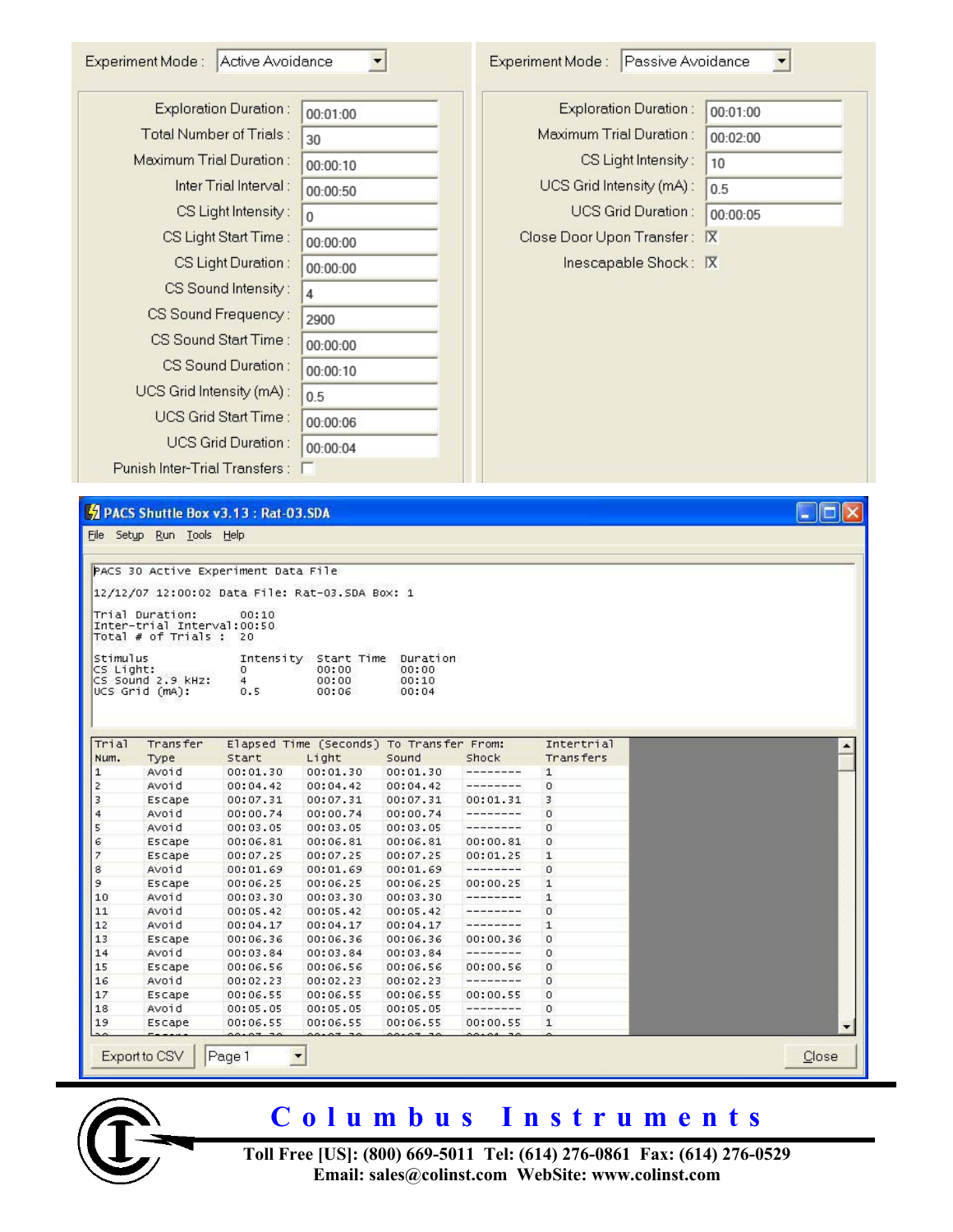Experiment Mode : Active Avoidance

| | |
|---|---|
| Exploration Duration : | 00:01:00 |
| Total Number of Trials : | 30 |
| Maximum Trial Duration : | 00:00:10 |
| Inter Trial Interval : | 00:00:50 |
| CS Light Intensity : | 0 |
| CS Light Start Time : | 00:00:00 |
| CS Light Duration : | 00:00:00 |
| CS Sound Intensity : | 4 |
| CS Sound Frequency : | 2900 |
| CS Sound Start Time : | 00:00:00 |
| CS Sound Duration : | 00:00:10 |
| UCS Grid Intensity (mA) : | 0.5 |
| UCS Grid Start Time : | 00:00:06 |
| UCS Grid Duration : | 00:00:04 |
| Punish Inter-Trial Transfers : | ☐ |

Experiment Mode : Passive Avoidance

| | |
|---|---|
| Exploration Duration : | 00:01:00 |
| Maximum Trial Duration : | 00:02:00 |
| CS Light Intensity : | 10 |
| UCS Grid Intensity (mA) : | 0.5 |
| UCS Grid Duration : | 00:00:05 |
| Close Door Upon Transfer : | ☒ |
| Inescapable Shock : | ☒ |

PACS Shuttle Box v3.13 : Rat-03.SDA

File Setup Run Tools Help

```
PACS 30 Active Experiment Data File

12/12/07 12:00:02 Data File: Rat-03.SDA Box: 1

Trial Duration:       00:10
Inter-trial Interval:00:50
Total # of Trials :   20

Stimulus              Intensity  Start Time  Duration
CS Light:             0          00:00       00:00
CS Sound 2.9 kHz:     4          00:00       00:10
UCS Grid (mA):        0.5        00:06       00:04
```

| Trial Num. | Transfer Type | Elapsed Time (Seconds) To Transfer From: Start | Light | Sound | Shock | Intertrial Transfers |
|---|---|---|---|---|---|---|
| 1 | Avoid | 00:01.30 | 00:01.30 | 00:01.30 | -------- | 1 |
| 2 | Avoid | 00:04.42 | 00:04.42 | 00:04.42 | -------- | 0 |
| 3 | Escape | 00:07.31 | 00:07.31 | 00:07.31 | 00:01.31 | 3 |
| 4 | Avoid | 00:00.74 | 00:00.74 | 00:00.74 | -------- | 0 |
| 5 | Avoid | 00:03.05 | 00:03.05 | 00:03.05 | -------- | 0 |
| 6 | Escape | 00:06.81 | 00:06.81 | 00:06.81 | 00:00.81 | 0 |
| 7 | Escape | 00:07.25 | 00:07.25 | 00:07.25 | 00:01.25 | 1 |
| 8 | Avoid | 00:01.69 | 00:01.69 | 00:01.69 | -------- | 0 |
| 9 | Escape | 00:06.25 | 00:06.25 | 00:06.25 | 00:00.25 | 1 |
| 10 | Avoid | 00:03.30 | 00:03.30 | 00:03.30 | -------- | 1 |
| 11 | Avoid | 00:05.42 | 00:05.42 | 00:05.42 | -------- | 0 |
| 12 | Avoid | 00:04.17 | 00:04.17 | 00:04.17 | -------- | 1 |
| 13 | Escape | 00:06.36 | 00:06.36 | 00:06.36 | 00:00.36 | 0 |
| 14 | Avoid | 00:03.84 | 00:03.84 | 00:03.84 | -------- | 0 |
| 15 | Escape | 00:06.56 | 00:06.56 | 00:06.56 | 00:00.56 | 0 |
| 16 | Avoid | 00:02.23 | 00:02.23 | 00:02.23 | -------- | 0 |
| 17 | Escape | 00:06.55 | 00:06.55 | 00:06.55 | 00:00.55 | 0 |
| 18 | Avoid | 00:05.05 | 00:05.05 | 00:05.05 | -------- | 0 |
| 19 | Escape | 00:06.55 | 00:06.55 | 00:06.55 | 00:00.55 | 1 |

Export to CSV | Page 1 | Close

# Columbus Instruments

**Toll Free [US]: (800) 669-5011 Tel: (614) 276-0861 Fax: (614) 276-0529**
**Email: sales@colinst.com WebSite: www.colinst.com**